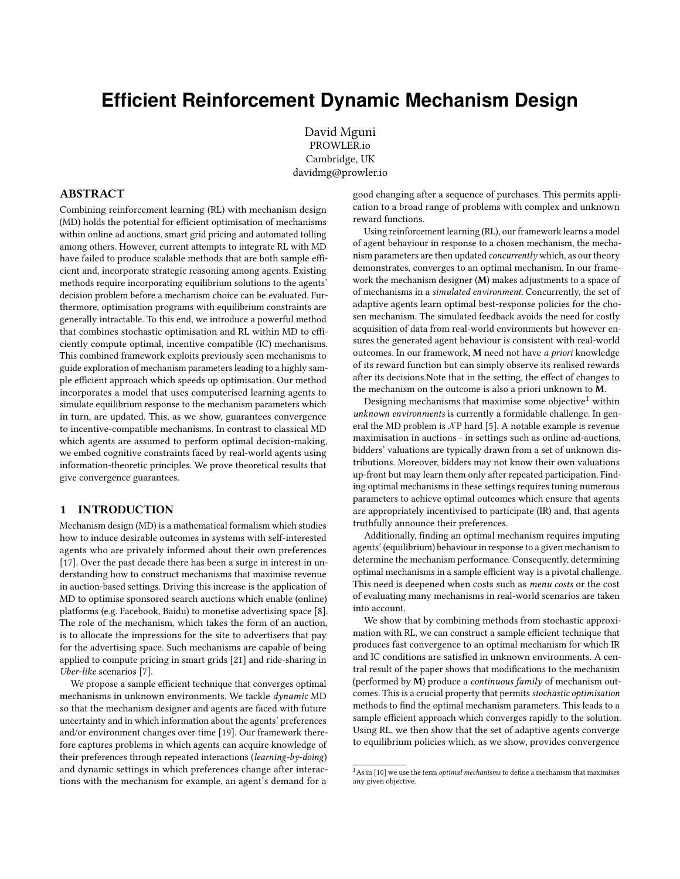# Efficient Reinforcement Dynamic Mechanism Design

David Mguni
PROWLER.io
Cambridge, UK
davidmg@prowler.io

## ABSTRACT

Combining reinforcement learning (RL) with mechanism design (MD) holds the potential for efficient optimisation of mechanisms within online ad auctions, smart grid pricing and automated tolling among others. However, current attempts to integrate RL with MD have failed to produce scalable methods that are both sample efficient and, incorporate strategic reasoning among agents. Existing methods require incorporating equilibrium solutions to the agents' decision problem before a mechanism choice can be evaluated. Furthermore, optimisation programs with equilibrium constraints are generally intractable. To this end, we introduce a powerful method that combines stochastic optimisation and RL within MD to efficiently compute optimal, incentive compatible (IC) mechanisms. This combined framework exploits previously seen mechanisms to guide exploration of mechanism parameters leading to a highly sample efficient approach which speeds up optimisation. Our method incorporates a model that uses computerised learning agents to simulate equilibrium response to the mechanism parameters which in turn, are updated. This, as we show, guarantees convergence to incentive-compatible mechanisms. In contrast to classical MD which agents are assumed to perform optimal decision-making, we embed cognitive constraints faced by real-world agents using information-theoretic principles. We prove theoretical results that give convergence guarantees.

## 1 INTRODUCTION

Mechanism design (MD) is a mathematical formalism which studies how to induce desirable outcomes in systems with self-interested agents who are privately informed about their own preferences [17]. Over the past decade there has been a surge in interest in understanding how to construct mechanisms that maximise revenue in auction-based settings. Driving this increase is the application of MD to optimise sponsored search auctions which enable (online) platforms (e.g. Facebook, Baidu) to monetise advertising space [8]. The role of the mechanism, which takes the form of an auction, is to allocate the impressions for the site to advertisers that pay for the advertising space. Such mechanisms are capable of being applied to compute pricing in smart grids [21] and ride-sharing in *Uber-like* scenarios [7].

We propose a sample efficient technique that converges optimal mechanisms in unknown environments. We tackle *dynamic* MD so that the mechanism designer and agents are faced with future uncertainty and in which information about the agents' preferences and/or environment changes over time [19]. Our framework therefore captures problems in which agents can acquire knowledge of their preferences through repeated interactions (*learning-by-doing*) and dynamic settings in which preferences change after interactions with the mechanism for example, an agent's demand for a good changing after a sequence of purchases. This permits application to a broad range of problems with complex and unknown reward functions.

Using reinforcement learning (RL), our framework learns a model of agent behaviour in response to a chosen mechanism, the mechanism parameters are then updated *concurrently* which, as our theory demonstrates, converges to an optimal mechanism. In our framework the mechanism designer (**M**) makes adjustments to a space of of mechanisms in a *simulated environment*. Concurrently, the set of adaptive agents learn optimal best-response policies for the chosen mechanism. The simulated feedback avoids the need for costly acquisition of data from real-world environments but however ensures the generated agent behaviour is consistent with real-world outcomes. In our framework, **M** need not have *a priori* knowledge of its reward function but can simply observe its realised rewards after its decisions.Note that in the setting, the effect of changes to the mechanism on the outcome is also a priori unknown to **M**.

Designing mechanisms that maximise some objective[1] within *unknown environments* is currently a formidable challenge. In general the MD problem is $\mathcal{NP}$ hard [5]. A notable example is revenue maximisation in auctions - in settings such as online ad-auctions, bidders' valuations are typically drawn from a set of unknown distributions. Moreover, bidders may not know their own valuations up-front but may learn them only after repeated participation. Finding optimal mechanisms in these settings requires tuning numerous parameters to achieve optimal outcomes which ensure that agents are appropriately incentivised to participate (IR) and, that agents truthfully announce their preferences.

Additionally, finding an optimal mechanism requires imputing agents' (equilibrium) behaviour in response to a given mechanism to determine the mechanism performance. Consequently, determining optimal mechanisms in a sample efficient way is a pivotal challenge. This need is deepened when costs such as *menu costs* or the cost of evaluating many mechanisms in real-world scenarios are taken into account.

We show that by combining methods from stochastic approximation with RL, we can construct a sample efficient technique that produces fast convergence to an optimal mechanism for which IR and IC conditions are satisfied in unknown environments. A central result of the paper shows that modifications to the mechanism (performed by **M**) produce a *continuous family* of mechanism outcomes. This is a crucial property that permits *stochastic optimisation* methods to find the optimal mechanism parameters. This leads to a sample efficient approach which converges rapidly to the solution. Using RL, we then show that the set of adaptive agents converge to equilibrium policies which, as we show, provides convergence

[1] As in [10] we use the term *optimal mechanisms* to define a mechanism that maximises any given objective.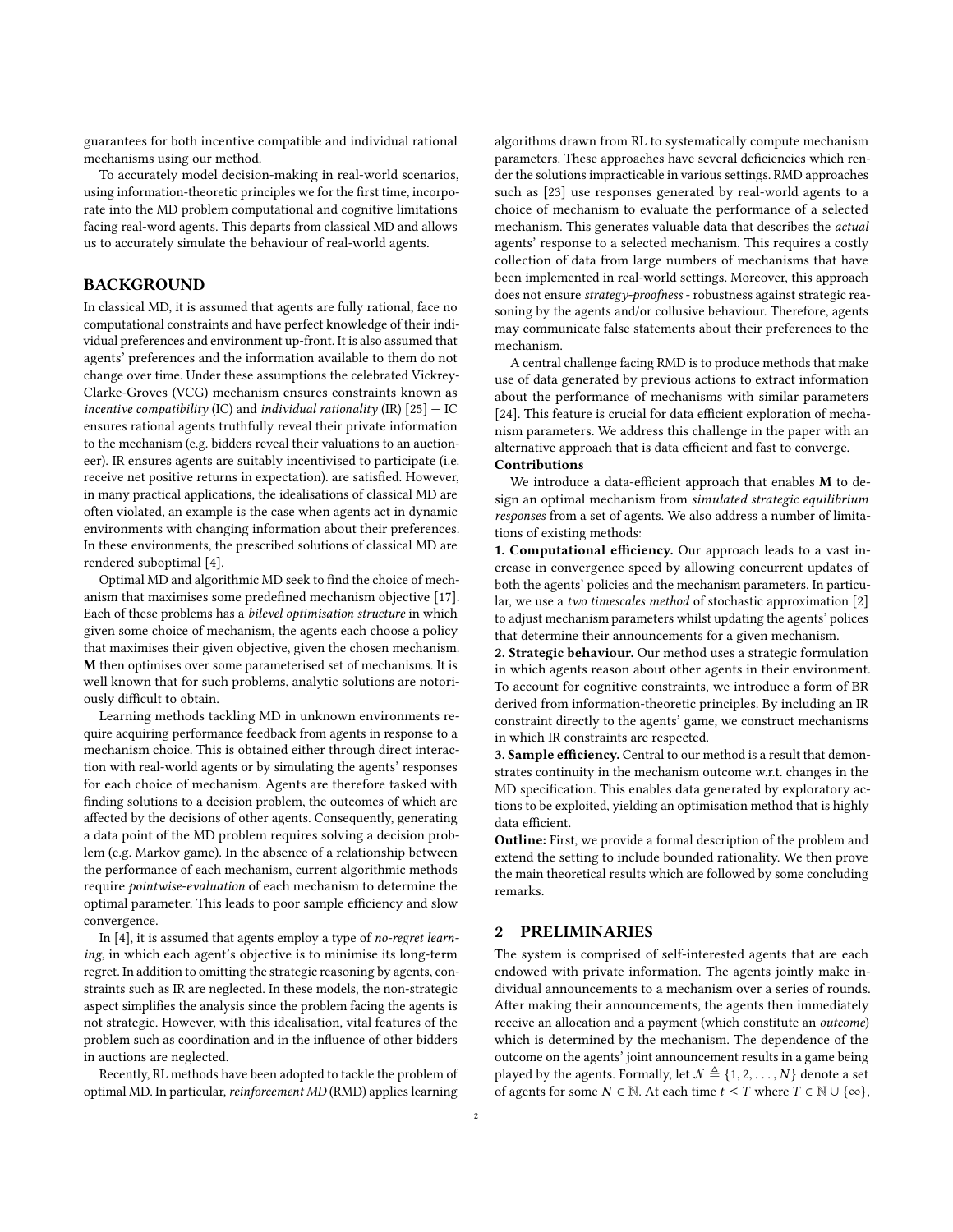guarantees for both incentive compatible and individual rational mechanisms using our method.

To accurately model decision-making in real-world scenarios, using information-theoretic principles we for the first time, incorporate into the MD problem computational and cognitive limitations facing real-word agents. This departs from classical MD and allows us to accurately simulate the behaviour of real-world agents.

## BACKGROUND

In classical MD, it is assumed that agents are fully rational, face no computational constraints and have perfect knowledge of their individual preferences and environment up-front. It is also assumed that agents' preferences and the information available to them do not change over time. Under these assumptions the celebrated Vickrey-Clarke-Groves (VCG) mechanism ensures constraints known as *incentive compatibility* (IC) and *individual rationality* (IR) [25] — IC ensures rational agents truthfully reveal their private information to the mechanism (e.g. bidders reveal their valuations to an auctioneer). IR ensures agents are suitably incentivised to participate (i.e. receive net positive returns in expectation). are satisfied. However, in many practical applications, the idealisations of classical MD are often violated, an example is the case when agents act in dynamic environments with changing information about their preferences. In these environments, the prescribed solutions of classical MD are rendered suboptimal [4].

Optimal MD and algorithmic MD seek to find the choice of mechanism that maximises some predefined mechanism objective [17]. Each of these problems has a *bilevel optimisation structure* in which given some choice of mechanism, the agents each choose a policy that maximises their given objective, given the chosen mechanism. **M** then optimises over some parameterised set of mechanisms. It is well known that for such problems, analytic solutions are notoriously difficult to obtain.

Learning methods tackling MD in unknown environments require acquiring performance feedback from agents in response to a mechanism choice. This is obtained either through direct interaction with real-world agents or by simulating the agents' responses for each choice of mechanism. Agents are therefore tasked with finding solutions to a decision problem, the outcomes of which are affected by the decisions of other agents. Consequently, generating a data point of the MD problem requires solving a decision problem (e.g. Markov game). In the absence of a relationship between the performance of each mechanism, current algorithmic methods require *pointwise-evaluation* of each mechanism to determine the optimal parameter. This leads to poor sample efficiency and slow convergence.

In [4], it is assumed that agents employ a type of *no-regret learning*, in which each agent's objective is to minimise its long-term regret. In addition to omitting the strategic reasoning by agents, constraints such as IR are neglected. In these models, the non-strategic aspect simplifies the analysis since the problem facing the agents is not strategic. However, with this idealisation, vital features of the problem such as coordination and in the influence of other bidders in auctions are neglected.

Recently, RL methods have been adopted to tackle the problem of optimal MD. In particular, *reinforcement MD* (RMD) applies learning algorithms drawn from RL to systematically compute mechanism parameters. These approaches have several deficiencies which render the solutions impracticable in various settings. RMD approaches such as [23] use responses generated by real-world agents to a choice of mechanism to evaluate the performance of a selected mechanism. This generates valuable data that describes the *actual* agents' response to a selected mechanism. This requires a costly collection of data from large numbers of mechanisms that have been implemented in real-world settings. Moreover, this approach does not ensure *strategy-proofness* - robustness against strategic reasoning by the agents and/or collusive behaviour. Therefore, agents may communicate false statements about their preferences to the mechanism.

A central challenge facing RMD is to produce methods that make use of data generated by previous actions to extract information about the performance of mechanisms with similar parameters [24]. This feature is crucial for data efficient exploration of mechanism parameters. We address this challenge in the paper with an alternative approach that is data efficient and fast to converge.

**Contributions**

We introduce a data-efficient approach that enables **M** to design an optimal mechanism from *simulated strategic equilibrium responses* from a set of agents. We also address a number of limitations of existing methods:

**1. Computational efficiency.** Our approach leads to a vast increase in convergence speed by allowing concurrent updates of both the agents' policies and the mechanism parameters. In particular, we use a *two timescales method* of stochastic approximation [2] to adjust mechanism parameters whilst updating the agents' polices that determine their announcements for a given mechanism.

**2. Strategic behaviour.** Our method uses a strategic formulation in which agents reason about other agents in their environment. To account for cognitive constraints, we introduce a form of BR derived from information-theoretic principles. By including an IR constraint directly to the agents' game, we construct mechanisms in which IR constraints are respected.

**3. Sample efficiency.** Central to our method is a result that demonstrates continuity in the mechanism outcome w.r.t. changes in the MD specification. This enables data generated by exploratory actions to be exploited, yielding an optimisation method that is highly data efficient.

**Outline:** First, we provide a formal description of the problem and extend the setting to include bounded rationality. We then prove the main theoretical results which are followed by some concluding remarks.

## 2 PRELIMINARIES

The system is comprised of self-interested agents that are each endowed with private information. The agents jointly make individual announcements to a mechanism over a series of rounds. After making their announcements, the agents then immediately receive an allocation and a payment (which constitute an *outcome*) which is determined by the mechanism. The dependence of the outcome on the agents' joint announcement results in a game being played by the agents. Formally, let $\mathcal{N} \triangleq \{1, 2, \ldots, N\}$ denote a set of agents for some $N \in \mathbb{N}$. At each time $t \leq T$ where $T \in \mathbb{N} \cup \{\infty\}$,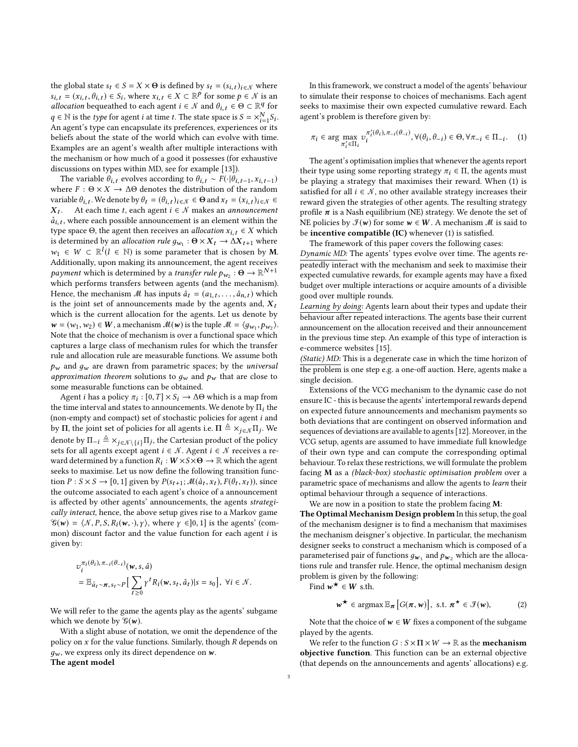the global state $s_t \in S = X \times \Theta$ is defined by $s_t = (s_{i,t})_{i \in \mathcal{N}}$ where $s_{i,t} = (x_{i,t}, \theta_{i,t}) \in S_i$, where $x_{i,t} \in X \subset \mathbb{R}^p$ for some $p \in \mathcal{N}$ is an *allocation* bequeathed to each agent $i \in \mathcal{N}$ and $\theta_{i,t} \in \Theta \subset \mathbb{R}^q$ for $q \in \mathbb{N}$ is the *type* for agent $i$ at time $t$. The state space is $S = \times_{i=1}^{N} S_i$. An agent's type can encapsulate its preferences, experiences or its beliefs about the state of the world which can evolve with time. Examples are an agent's wealth after multiple interactions with the mechanism or how much of a good it possesses (for exhaustive discussions on types within MD, see for example [13]).

The variable $\theta_{i,t}$ evolves according to $\theta_{i,t} \sim F(\cdot|\theta_{i,t-1}, x_{i,t-1})$ where $F : \Theta \times X \to \Delta\Theta$ denotes the distribution of the random variable $\theta_{i,t}$. We denote by $\theta_t = (\theta_{i,t})_{i \in \mathcal{N}} \in \boldsymbol{\Theta}$ and $x_t = (x_{i,t})_{i \in \mathcal{N}} \in \boldsymbol{X}_t$. At each time $t$, each agent $i \in \mathcal{N}$ makes an *announcement* $\hat{a}_{i,t}$, where each possible announcement is an element within the type space $\Theta$, the agent then receives an *allocation* $x_{i,t} \in X$ which is determined by an *allocation rule* $g_{w_1} : \boldsymbol{\Theta} \times \boldsymbol{X}_t \to \Delta \boldsymbol{X}_{t+1}$ where $w_1 \in W \subset \mathbb{R}^l (l \in \mathbb{N})$ is some parameter that is chosen by **M**. Additionally, upon making its announcement, the agent receives *payment* which is determined by a *transfer rule* $p_{w_2} : \boldsymbol{\Theta} \to \mathbb{R}^{N+1}$ which performs transfers between agents (and the mechanism). Hence, the mechanism $\mathcal{M}$ has inputs $\hat{a}_t = (a_{1,t}, \ldots, \hat{a}_{n,t})$ which is the joint set of announcements made by the agents and, $\boldsymbol{X}_t$ which is the current allocation for the agents. Let us denote by $\boldsymbol{w} = (w_1, w_2) \in \boldsymbol{W}$, a mechanism $\mathcal{M}(\boldsymbol{w})$ is the tuple $\mathcal{M} = \langle g_{w_1}, p_{w_2} \rangle$. Note that the choice of mechanism is over a functional space which captures a large class of mechanism rules for which the transfer rule and allocation rule are measurable functions. We assume both $p_w$ and $g_w$ are drawn from parametric spaces; by the *universal approximation theorem* solutions to $g_w$ and $p_w$ that are close to some measurable functions can be obtained.

Agent $i$ has a policy $\pi_i : [0, T] \times S_i \to \Delta\Theta$ which is a map from the time interval and states to announcements. We denote by $\Pi_i$ the (non-empty and compact) set of stochastic policies for agent $i$ and by $\boldsymbol{\Pi}$, the joint set of policies for all agents i.e. $\boldsymbol{\Pi} \triangleq \times_{j \in \mathcal{N}} \Pi_j$. We denote by $\Pi_{-i} \triangleq \times_{j \in \mathcal{N} \setminus \{i\}} \Pi_j$, the Cartesian product of the policy sets for all agents except agent $i \in \mathcal{N}$. Agent $i \in \mathcal{N}$ receives a reward determined by a function $R_i : \boldsymbol{W} \times S \times \boldsymbol{\Theta} \to \mathbb{R}$ which the agent seeks to maximise. Let us now define the following transition function $P : S \times S \to [0, 1]$ given by $P(s_{t+1}; \mathcal{M}(\hat{a}_t, x_t), F(\theta_t, x_t))$, since the outcome associated to each agent's choice of a announcement is affected by other agents' announcements, the agents *strategically interact*, hence, the above setup gives rise to a Markov game $\mathcal{G}(\boldsymbol{w}) = \langle \mathcal{N}, P, S, R_i(\boldsymbol{w}, \cdot), \gamma \rangle$, where $\gamma \in ]0, 1]$ is the agents' (common) discount factor and the value function for each agent $i$ is given by:

$$
\begin{aligned}
&v_i^{\pi_i(\theta_i), \pi_{-i}(\theta_{-i})}(\boldsymbol{w}, s, \hat{a}) \\
&= \mathbb{E}_{\hat{a}_t \sim \boldsymbol{\pi}, s_t \sim P}\Big[\sum_{t \geq 0} \gamma^t R_i(\boldsymbol{w}, s_t, \hat{a}_t) | s = s_0\Big], \ \forall i \in \mathcal{N}.
\end{aligned}
$$

We will refer to the game the agents play as the agents' subgame which we denote by $\mathcal{G}(\boldsymbol{w})$.

With a slight abuse of notation, we omit the dependence of the policy on $x$ for the value functions. Similarly, though $R$ depends on $g_w$, we express only its direct dependence on $\boldsymbol{w}$.

**The agent model**

In this framework, we construct a model of the agents' behaviour to simulate their response to choices of mechanisms. Each agent seeks to maximise their own expected cumulative reward. Each agent's problem is therefore given by:

$$
\pi_i \in \arg\max_{\pi_i' \in \Pi_i} v_i^{\pi_i'(\theta_i), \pi_{-i}(\theta_{-i})}, \forall (\theta_i, \theta_{-i}) \in \Theta, \forall \pi_{-i} \in \Pi_{-i}. \quad (1)
$$

The agent's optimisation implies that whenever the agents report their type using some reporting strategy $\pi_i \in \Pi$, the agents must be playing a strategy that maximises their reward. When (1) is satisfied for all $i \in \mathcal{N}$, no other available strategy increases their reward given the strategies of other agents. The resulting strategy profile $\boldsymbol{\pi}$ is a Nash equilibrium (NE) strategy. We denote the set of NE policies by $\mathcal{J}(\boldsymbol{w})$ for some $\boldsymbol{w} \in \boldsymbol{W}$. A mechanism $\mathcal{M}$ is said to be **incentive compatible (IC)** whenever (1) is satisfied.

The framework of this paper covers the following cases:

*Dynamic MD:* The agents' types evolve over time. The agents repeatedly interact with the mechanism and seek to maximise their expected cumulative rewards, for example agents may have a fixed budget over multiple interactions or acquire amounts of a divisible good over multiple rounds.

*Learning by doing:* Agents learn about their types and update their behaviour after repeated interactions. The agents base their current announcement on the allocation received and their announcement in the previous time step. An example of this type of interaction is e-commerce websites [15].

*(Static) MD:* This is a degenerate case in which the time horizon of the problem is one step e.g. a one-off auction. Here, agents make a single decision.

Extensions of the VCG mechanism to the dynamic case do not ensure IC - this is because the agents' intertemporal rewards depend on expected future announcements and mechanism payments so both deviations that are contingent on observed information and sequences of deviations are available to agents [12]. Moreover, in the VCG setup, agents are assumed to have immediate full knowledge of their own type and can compute the corresponding optimal behaviour. To relax these restrictions, we will formulate the problem facing **M** as a *(black-box) stochastic optimisation problem* over a parametric space of mechanisms and allow the agents to *learn* their optimal behaviour through a sequence of interactions.

We are now in a position to state the problem facing **M**:

**The Optimal Mechanism Design problem** In this setup, the goal of the mechanism designer is to find a mechanism that maximises the mechanism deisgner's objective. In particular, the mechanism designer seeks to construct a mechanism which is composed of a parameterised pair of functions $g_{\boldsymbol{w}_1}$ and $p_{\boldsymbol{w}_2}$ which are the allocations rule and transfer rule. Hence, the optimal mechanism design problem is given by the following:

Find $\boldsymbol{w}^\star \in \boldsymbol{W}$ s.th.

$$
\boldsymbol{w}^\star \in \operatorname{argmax} \mathbb{E}_{\boldsymbol{\pi}}\big[G(\boldsymbol{\pi}, \boldsymbol{w})\big], \ \text{s.t.} \ \boldsymbol{\pi}^\star \in \mathcal{J}(\boldsymbol{w}), \quad (2)
$$

Note that the choice of $\boldsymbol{w} \in \boldsymbol{W}$ fixes a component of the subgame played by the agents.

We refer to the function $G : S \times \boldsymbol{\Pi} \times W \to \mathbb{R}$ as the **mechanism objective function**. This function can be an external objective (that depends on the announcements and agents' allocations) e.g.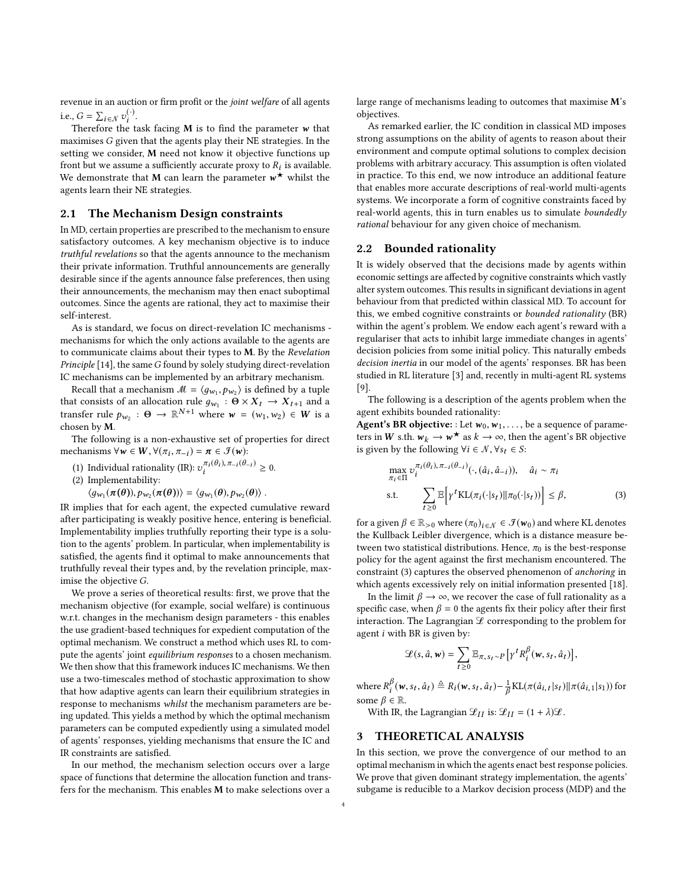revenue in an auction or firm profit or the *joint welfare* of all agents i.e., $G = \sum_{i \in \mathcal{N}} v_i^{(\cdot)}$.

Therefore the task facing $\mathbf{M}$ is to find the parameter $\boldsymbol{w}$ that maximises $G$ given that the agents play their NE strategies. In the setting we consider, $\mathbf{M}$ need not know it objective functions up front but we assume a sufficiently accurate proxy to $R_i$ is available. We demonstrate that $\mathbf{M}$ can learn the parameter $\boldsymbol{w}^\star$ whilst the agents learn their NE strategies.

## 2.1 The Mechanism Design constraints

In MD, certain properties are prescribed to the mechanism to ensure satisfactory outcomes. A key mechanism objective is to induce *truthful revelations* so that the agents announce to the mechanism their private information. Truthful announcements are generally desirable since if the agents announce false preferences, then using their announcements, the mechanism may then enact suboptimal outcomes. Since the agents are rational, they act to maximise their self-interest.

As is standard, we focus on direct-revelation IC mechanisms - mechanisms for which the only actions available to the agents are to communicate claims about their types to $\mathbf{M}$. By the *Revelation Principle* [14], the same $G$ found by solely studying direct-revelation IC mechanisms can be implemented by an arbitrary mechanism.

Recall that a mechanism $\mathscr{M} = \langle g_{w_1}, p_{w_2} \rangle$ is defined by a tuple that consists of an allocation rule $g_{w_1} : \Theta \times X_t \to X_{t+1}$ and a transfer rule $p_{w_2} : \Theta \to \mathbb{R}^{N+1}$ where $\boldsymbol{w} = (w_1, w_2) \in \boldsymbol{W}$ is a chosen by $\mathbf{M}$.

The following is a non-exhaustive set of properties for direct mechanisms $\forall \boldsymbol{w} \in \boldsymbol{W}, \forall (\pi_i, \pi_{-i}) = \boldsymbol{\pi} \in \mathcal{I}(\boldsymbol{w})$:

(1) Individual rationality (IR): $v_i^{\pi_i(\theta_i), \pi_{-i}(\theta_{-i})} \geq 0$.

(2) Implementability:
$\langle g_{w_1}(\boldsymbol{\pi}(\boldsymbol{\theta})), p_{w_2}(\boldsymbol{\pi}(\boldsymbol{\theta})) \rangle = \langle g_{w_1}(\boldsymbol{\theta}), p_{w_2}(\boldsymbol{\theta}) \rangle$.

IR implies that for each agent, the expected cumulative reward after participating is weakly positive hence, entering is beneficial. Implementability implies truthfully reporting their type is a solution to the agents' problem. In particular, when implementability is satisfied, the agents find it optimal to make announcements that truthfully reveal their types and, by the revelation principle, maximise the objective $G$.

We prove a series of theoretical results: first, we prove that the mechanism objective (for example, social welfare) is continuous w.r.t. changes in the mechanism design parameters - this enables the use gradient-based techniques for expedient computation of the optimal mechanism. We construct a method which uses RL to compute the agents' joint *equilibrium responses* to a chosen mechanism. We then show that this framework induces IC mechanisms. We then use a two-timescales method of stochastic approximation to show that how adaptive agents can learn their equilibrium strategies in response to mechanisms *whilst* the mechanism parameters are being updated. This yields a method by which the optimal mechanism parameters can be computed expediently using a simulated model of agents' responses, yielding mechanisms that ensure the IC and IR constraints are satisfied.

In our method, the mechanism selection occurs over a large space of functions that determine the allocation function and transfers for the mechanism. This enables $\mathbf{M}$ to make selections over a large range of mechanisms leading to outcomes that maximise $\mathbf{M}$'s objectives.

As remarked earlier, the IC condition in classical MD imposes strong assumptions on the ability of agents to reason about their environment and compute optimal solutions to complex decision problems with arbitrary accuracy. This assumption is often violated in practice. To this end, we now introduce an additional feature that enables more accurate descriptions of real-world multi-agents systems. We incorporate a form of cognitive constraints faced by real-world agents, this in turn enables us to simulate *boundedly rational* behaviour for any given choice of mechanism.

## 2.2 Bounded rationality

It is widely observed that the decisions made by agents within economic settings are affected by cognitive constraints which vastly alter system outcomes. This results in significant deviations in agent behaviour from that predicted within classical MD. To account for this, we embed cognitive constraints or *bounded rationality* (BR) within the agent's problem. We endow each agent's reward with a regulariser that acts to inhibit large immediate changes in agents' decision policies from some initial policy. This naturally embeds *decision inertia* in our model of the agents' responses. BR has been studied in RL literature [3] and, recently in multi-agent RL systems [9].

The following is a description of the agents problem when the agent exhibits bounded rationality:

**Agent's BR objective:** : Let $\boldsymbol{w}_0, \boldsymbol{w}_1, \ldots,$ be a sequence of parameters in $\boldsymbol{W}$ s.th. $\boldsymbol{w}_k \to \boldsymbol{w}^\star$ as $k \to \infty$, then the agent's BR objective is given by the following $\forall i \in \mathcal{N}, \forall s_t \in S$:

$$
\begin{aligned}
&\max_{\pi_i \in \Pi} v_i^{\pi_i(\theta_i), \pi_{-i}(\theta_{-i})}(\cdot, (\hat{a}_i, \hat{a}_{-i})), \quad \hat{a}_i \sim \pi_i \\
&\text{s.t.} \quad \sum_{t \geq 0} \mathbb{E}\Big[\gamma^t \mathrm{KL}(\pi_i(\cdot|s_t) \| \pi_0(\cdot|s_t))\Big] \leq \beta,
\end{aligned} \tag{3}
$$

for a given $\beta \in \mathbb{R}_{>0}$ where $(\pi_0)_{i \in \mathcal{N}} \in \mathcal{I}(\boldsymbol{w}_0)$ and where KL denotes the Kullback Leibler divergence, which is a distance measure between two statistical distributions. Hence, $\pi_0$ is the best-response policy for the agent against the first mechanism encountered. The constraint (3) captures the observed phenomenon of *anchoring* in which agents excessively rely on initial information presented [18].

In the limit $\beta \to \infty$, we recover the case of full rationality as a specific case, when $\beta = 0$ the agents fix their policy after their first interaction. The Lagrangian $\mathscr{L}$ corresponding to the problem for agent $i$ with BR is given by:

$$
\mathscr{L}(s, \hat{a}, \boldsymbol{w}) = \sum_{t \geq 0} \mathbb{E}_{\pi, s_t \sim P}\Big[\gamma^t R_i^\beta(\boldsymbol{w}, s_t, \hat{a}_t)\Big],
$$

where $R_i^\beta(\boldsymbol{w}, s_t, \hat{a}_t) \triangleq R_i(\boldsymbol{w}, s_t, \hat{a}_t) - \frac{1}{\beta}\mathrm{KL}(\pi(\hat{a}_{i,t}|s_t) \| \pi(\hat{a}_{i,1}|s_1))$ for some $\beta \in \mathbb{R}$.

With IR, the Lagrangian $\mathscr{L}_{II}$ is: $\mathscr{L}_{II} = (1 + \lambda)\mathscr{L}$.

# 3 THEORETICAL ANALYSIS

In this section, we prove the convergence of our method to an optimal mechanism in which the agents enact best response policies. We prove that given dominant strategy implementation, the agents' subgame is reducible to a Markov decision process (MDP) and the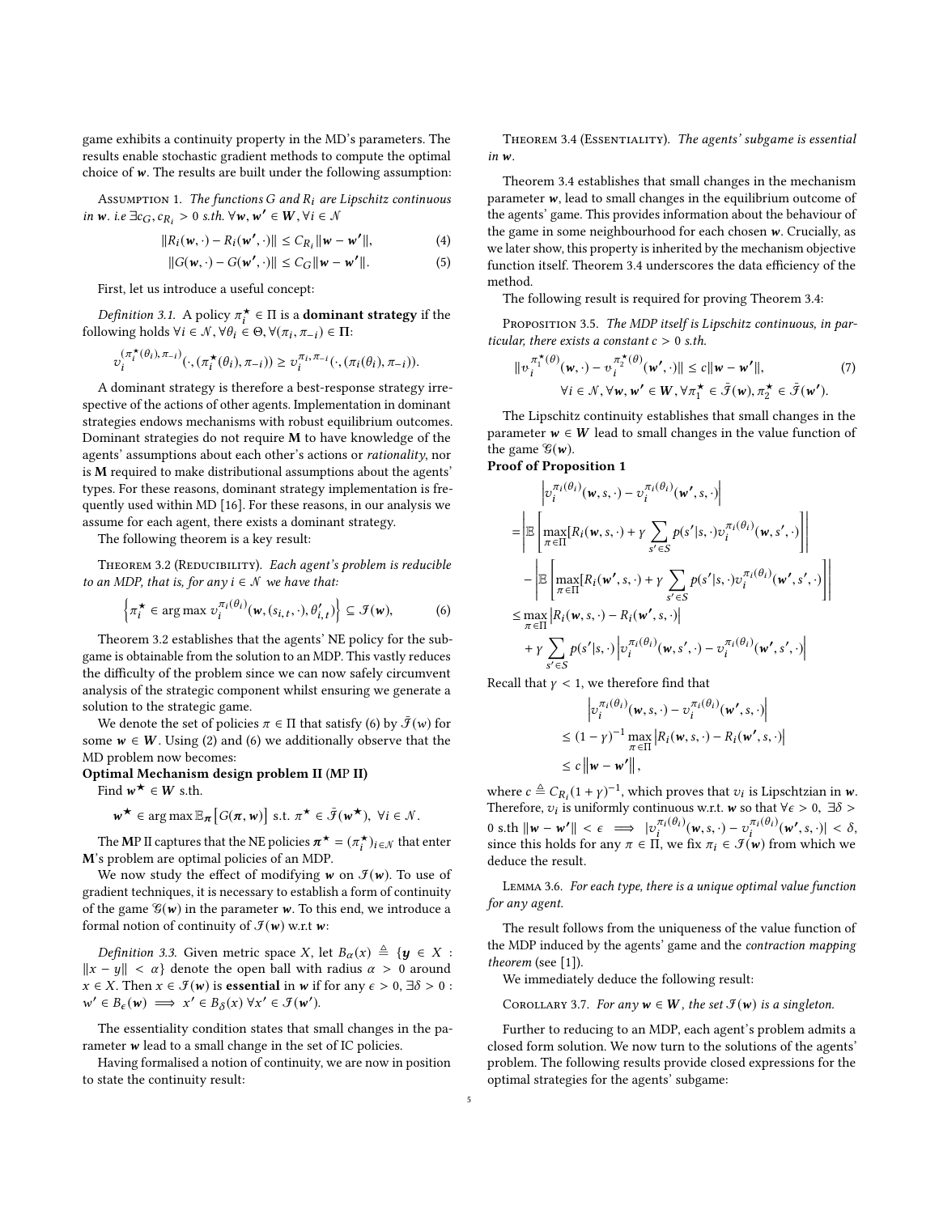game exhibits a continuity property in the MD's parameters. The results enable stochastic gradient methods to compute the optimal choice of $\boldsymbol{w}$. The results are built under the following assumption:

Assumption 1. *The functions $G$ and $R_i$ are Lipschitz continuous in $\boldsymbol{w}$. i.e $\exists c_G, c_{R_i} > 0$ s.th. $\forall \boldsymbol{w}, \boldsymbol{w'} \in \boldsymbol{W}, \forall i \in \mathcal{N}$*

$$\|R_i(\boldsymbol{w}, \cdot) - R_i(\boldsymbol{w'}, \cdot)\| \leq C_{R_i}\|\boldsymbol{w} - \boldsymbol{w'}\|, \tag{4}$$

$$\|G(\boldsymbol{w}, \cdot) - G(\boldsymbol{w'}, \cdot)\| \leq C_G\|\boldsymbol{w} - \boldsymbol{w'}\|. \tag{5}$$

First, let us introduce a useful concept:

*Definition 3.1.* A policy $\pi_i^\star \in \Pi$ is a **dominant strategy** if the following holds $\forall i \in \mathcal{N}, \forall \theta_i \in \Theta, \forall (\pi_i, \pi_{-i}) \in \boldsymbol{\Pi}$:

$$v_i^{(\pi_i^\star(\theta_i), \pi_{-i})}(\cdot, (\pi_i^\star(\theta_i), \pi_{-i})) \geq v_i^{\pi_i, \pi_{-i}}(\cdot, (\pi_i(\theta_i), \pi_{-i})).$$

A dominant strategy is therefore a best-response strategy irrespective of the actions of other agents. Implementation in dominant strategies endows mechanisms with robust equilibrium outcomes. Dominant strategies do not require **M** to have knowledge of the agents' assumptions about each other's actions or *rationality*, nor is **M** required to make distributional assumptions about the agents' types. For these reasons, dominant strategy implementation is frequently used within MD [16]. For these reasons, in our analysis we assume for each agent, there exists a dominant strategy.

The following theorem is a key result:

Theorem 3.2 (Reducibility). *Each agent's problem is reducible to an MDP, that is, for any $i \in \mathcal{N}$ we have that:*

$$\left\{\pi_i^\star \in \arg\max v_i^{\pi_i(\theta_i)}(\boldsymbol{w}, (s_{i,t}, \cdot), \theta'_{i,t})\right\} \subseteq \mathcal{I}(\boldsymbol{w}), \tag{6}$$

Theorem 3.2 establishes that the agents' NE policy for the subgame is obtainable from the solution to an MDP. This vastly reduces the difficulty of the problem since we can now safely circumvent analysis of the strategic component whilst ensuring we generate a solution to the strategic game.

We denote the set of policies $\pi \in \Pi$ that satisfy (6) by $\bar{\mathcal{I}}(w)$ for some $\boldsymbol{w} \in \boldsymbol{W}$. Using (2) and (6) we additionally observe that the MD problem now becomes:

**Optimal Mechanism design problem II (MP II)**

Find $\boldsymbol{w}^\star \in \boldsymbol{W}$ s.th.

$$\boldsymbol{w}^\star \in \arg\max \mathbb{E}_{\boldsymbol{\pi}}\left[G(\boldsymbol{\pi}, \boldsymbol{w})\right] \text{ s.t. } \pi^\star \in \bar{\mathcal{I}}(\boldsymbol{w}^\star), \ \forall i \in \mathcal{N}.$$

The **M**P II captures that the NE policies $\boldsymbol{\pi}^\star = (\pi_i^\star)_{i \in \mathcal{N}}$ that enter **M**'s problem are optimal policies of an MDP.

We now study the effect of modifying $\boldsymbol{w}$ on $\mathcal{I}(\boldsymbol{w})$. To use of gradient techniques, it is necessary to establish a form of continuity of the game $\mathcal{G}(\boldsymbol{w})$ in the parameter $\boldsymbol{w}$. To this end, we introduce a formal notion of continuity of $\mathcal{I}(\boldsymbol{w})$ w.r.t $\boldsymbol{w}$:

*Definition 3.3.* Given metric space $X$, let $B_\alpha(x) \triangleq \{\boldsymbol{y} \in X : \|x - y\| < \alpha\}$ denote the open ball with radius $\alpha > 0$ around $x \in X$. Then $x \in \mathcal{I}(\boldsymbol{w})$ is **essential** in $\boldsymbol{w}$ if for any $\epsilon > 0, \exists \delta > 0$ : $w' \in B_\epsilon(\boldsymbol{w}) \implies x' \in B_\delta(x) \ \forall x' \in \mathcal{I}(\boldsymbol{w'})$.

The essentiality condition states that small changes in the parameter $\boldsymbol{w}$ lead to a small change in the set of IC policies.

Having formalised a notion of continuity, we are now in position to state the continuity result:

Theorem 3.4 (Essentiality). *The agents' subgame is essential in $\boldsymbol{w}$.*

Theorem 3.4 establishes that small changes in the mechanism parameter $\boldsymbol{w}$, lead to small changes in the equilibrium outcome of the agents' game. This provides information about the behaviour of the game in some neighbourhood for each chosen $\boldsymbol{w}$. Crucially, as we later show, this property is inherited by the mechanism objective function itself. Theorem 3.4 underscores the data efficiency of the method.

The following result is required for proving Theorem 3.4:

Proposition 3.5. *The MDP itself is Lipschitz continuous, in particular, there exists a constant $c > 0$ s.th.*

$$\|v_i^{\pi_1^\star(\theta)}(\boldsymbol{w}, \cdot) - v_i^{\pi_2^\star(\theta)}(\boldsymbol{w'}, \cdot)\| \leq c\|\boldsymbol{w} - \boldsymbol{w'}\|, \tag{7}$$

$$\forall i \in \mathcal{N}, \forall \boldsymbol{w}, \boldsymbol{w'} \in \boldsymbol{W}, \forall \pi_1^\star \in \bar{\mathcal{I}}(\boldsymbol{w}), \pi_2^\star \in \bar{\mathcal{I}}(\boldsymbol{w'}).$$

The Lipschitz continuity establishes that small changes in the parameter $\boldsymbol{w} \in \boldsymbol{W}$ lead to small changes in the value function of the game $\mathcal{G}(\boldsymbol{w})$.

**Proof of Proposition 1**

$$\begin{aligned}
&\left|v_i^{\pi_i(\theta_i)}(\boldsymbol{w}, s, \cdot) - v_i^{\pi_i(\theta_i)}(\boldsymbol{w'}, s, \cdot)\right| \\
&= \left|\mathbb{E}\left[\max_{\pi \in \Pi}[R_i(\boldsymbol{w}, s, \cdot) + \gamma \sum_{s' \in S} p(s'|s, \cdot) v_i^{\pi_i(\theta_i)}(\boldsymbol{w}, s', \cdot)\right]\right| \\
&\quad - \left|\mathbb{E}\left[\max_{\pi \in \Pi}[R_i(\boldsymbol{w'}, s, \cdot) + \gamma \sum_{s' \in S} p(s'|s, \cdot) v_i^{\pi_i(\theta_i)}(\boldsymbol{w'}, s', \cdot)\right]\right| \\
&\leq \max_{\pi \in \Pi}\left|R_i(\boldsymbol{w}, s, \cdot) - R_i(\boldsymbol{w'}, s, \cdot)\right| \\
&\quad + \gamma \sum_{s' \in S} p(s'|s, \cdot)\left|v_i^{\pi_i(\theta_i)}(\boldsymbol{w}, s', \cdot) - v_i^{\pi_i(\theta_i)}(\boldsymbol{w'}, s', \cdot)\right|
\end{aligned}$$

Recall that $\gamma < 1$, we therefore find that

$$\begin{aligned}
&\left|v_i^{\pi_i(\theta_i)}(\boldsymbol{w}, s, \cdot) - v_i^{\pi_i(\theta_i)}(\boldsymbol{w'}, s, \cdot)\right| \\
&\leq (1 - \gamma)^{-1} \max_{\pi \in \Pi}\left|R_i(\boldsymbol{w}, s, \cdot) - R_i(\boldsymbol{w'}, s, \cdot)\right| \\
&\leq c\left\|\boldsymbol{w} - \boldsymbol{w'}\right\|,
\end{aligned}$$

where $c \triangleq C_{R_i}(1 + \gamma)^{-1}$, which proves that $v_i$ is Lipschtzian in $\boldsymbol{w}$. Therefore, $v_i$ is uniformly continuous w.r.t. $\boldsymbol{w}$ so that $\forall \epsilon > 0, \exists \delta > 0$ s.th $\|\boldsymbol{w} - \boldsymbol{w'}\| < \epsilon \implies |v_i^{\pi_i(\theta_i)}(\boldsymbol{w}, s, \cdot) - v_i^{\pi_i(\theta_i)}(\boldsymbol{w'}, s, \cdot)| < \delta$, since this holds for any $\pi \in \Pi$, we fix $\pi_i \in \mathcal{I}(\boldsymbol{w})$ from which we deduce the result.

Lemma 3.6. *For each type, there is a unique optimal value function for any agent.*

The result follows from the uniqueness of the value function of the MDP induced by the agents' game and the *contraction mapping theorem* (see [1]).

We immediately deduce the following result:

Corollary 3.7. *For any $\boldsymbol{w} \in \boldsymbol{W}$, the set $\mathcal{I}(\boldsymbol{w})$ is a singleton.*

Further to reducing to an MDP, each agent's problem admits a closed form solution. We now turn to the solutions of the agents' problem. The following results provide closed expressions for the optimal strategies for the agents' subgame: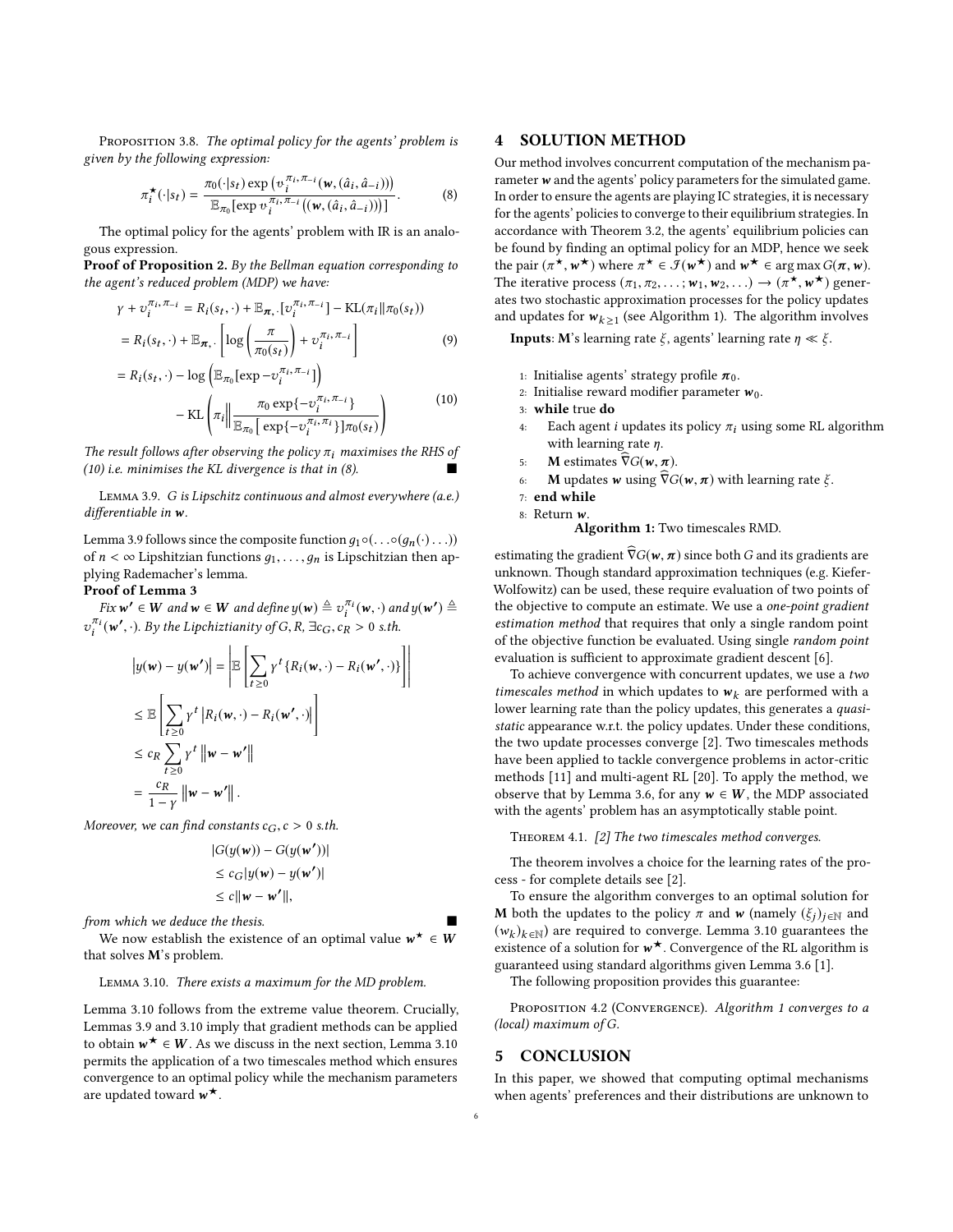Proposition 3.8. *The optimal policy for the agents' problem is given by the following expression:*

$$\pi_i^\star(\cdot|s_t) = \frac{\pi_0(\cdot|s_t)\exp\left(v_i^{\pi_i,\pi_{-i}}(\boldsymbol{w},(\hat{a}_i,\hat{a}_{-i}))\right)}{\mathbb{E}_{\pi_0}[\exp v_i^{\pi_i,\pi_{-i}}((\boldsymbol{w},(\hat{a}_i,\hat{a}_{-i})))]}. \tag{8}$$

The optimal policy for the agents' problem with IR is an analogous expression.

**Proof of Proposition 2.** *By the Bellman equation corresponding to the agent's reduced problem (MDP) we have:*

$$\gamma + v_i^{\pi_i,\pi_{-i}} = R_i(s_t,\cdot) + \mathbb{E}_{\boldsymbol{\pi},\cdot}[v_i^{\pi_i,\pi_{-i}}] - \mathrm{KL}(\pi_i\|\pi_0(s_t))$$

$$= R_i(s_t,\cdot) + \mathbb{E}_{\boldsymbol{\pi},\cdot}\left[\log\left(\frac{\pi}{\pi_0(s_t)}\right) + v_i^{\pi_i,\pi_{-i}}\right] \tag{9}$$

$$= R_i(s_t,\cdot) - \log\left(\mathbb{E}_{\pi_0}[\exp -v_i^{\pi_i,\pi_{-i}}]\right)$$

$$- \mathrm{KL}\left(\pi_i \middle\| \frac{\pi_0\exp\{-v_i^{\pi_i,\pi_{-i}}\}}{\mathbb{E}_{\pi_0}[\exp\{-v_i^{\pi_i,\pi_i}\}]\pi_0(s_t)}\right) \tag{10}$$

*The result follows after observing the policy $\pi_i$ maximises the RHS of (10) i.e. minimises the KL divergence is that in (8).* ■

Lemma 3.9. *$G$ is Lipschitz continuous and almost everywhere (a.e.) differentiable in $\boldsymbol{w}$.*

Lemma 3.9 follows since the composite function $g_1\circ(\ldots\circ(g_n(\cdot)\ldots))$ of $n<\infty$ Lipshitzian functions $g_1,\ldots,g_n$ is Lipschitzian then applying Rademacher's lemma.

**Proof of Lemma 3**

*Fix $\boldsymbol{w'}\in\boldsymbol{W}$ and $\boldsymbol{w}\in\boldsymbol{W}$ and define $y(\boldsymbol{w})\triangleq v_i^{\pi_i}(\boldsymbol{w},\cdot)$ and $y(\boldsymbol{w'})\triangleq v_i^{\pi_i}(\boldsymbol{w'},\cdot)$. By the Lipchiztianity of $G,R$, $\exists c_G,c_R>0$ s.th.*

$$\left|y(\boldsymbol{w})-y(\boldsymbol{w'})\right| = \left|\mathbb{E}\left[\sum_{t\geq 0}\gamma^t\{R_i(\boldsymbol{w},\cdot)-R_i(\boldsymbol{w'},\cdot)\}\right]\right|$$

$$\leq \mathbb{E}\left[\sum_{t\geq 0}\gamma^t\left|R_i(\boldsymbol{w},\cdot)-R_i(\boldsymbol{w'},\cdot)\right|\right]$$

$$\leq c_R\sum_{t\geq 0}\gamma^t\left\|\boldsymbol{w}-\boldsymbol{w'}\right\|$$

$$= \frac{c_R}{1-\gamma}\left\|\boldsymbol{w}-\boldsymbol{w'}\right\|.$$

*Moreover, we can find constants $c_G,c>0$ s.th.*

$$|G(y(\boldsymbol{w}))-G(y(\boldsymbol{w'}))|$$
$$\leq c_G|y(\boldsymbol{w})-y(\boldsymbol{w'})|$$
$$\leq c\|\boldsymbol{w}-\boldsymbol{w'}\|,$$

*from which we deduce the thesis.* ■

We now establish the existence of an optimal value $\boldsymbol{w}^\star\in\boldsymbol{W}$ that solves **M**'s problem.

Lemma 3.10. *There exists a maximum for the MD problem.*

Lemma 3.10 follows from the extreme value theorem. Crucially, Lemmas 3.9 and 3.10 imply that gradient methods can be applied to obtain $\boldsymbol{w}^\star\in\boldsymbol{W}$. As we discuss in the next section, Lemma 3.10 permits the application of a two timescales method which ensures convergence to an optimal policy while the mechanism parameters are updated toward $\boldsymbol{w}^\star$.

## 4 SOLUTION METHOD

Our method involves concurrent computation of the mechanism parameter $\boldsymbol{w}$ and the agents' policy parameters for the simulated game. In order to ensure the agents are playing IC strategies, it is necessary for the agents' policies to converge to their equilibrium strategies. In accordance with Theorem 3.2, the agents' equilibrium policies can be found by finding an optimal policy for an MDP, hence we seek the pair $(\pi^\star,\boldsymbol{w}^\star)$ where $\pi^\star\in\mathcal{J}(\boldsymbol{w}^\star)$ and $\boldsymbol{w}^\star\in\arg\max G(\boldsymbol{\pi},\boldsymbol{w})$. The iterative process $(\pi_1,\pi_2,\ldots;\boldsymbol{w}_1,\boldsymbol{w}_2,\ldots)\to(\pi^\star,\boldsymbol{w}^\star)$ generates two stochastic approximation processes for the policy updates and updates for $\boldsymbol{w}_{k\geq 1}$ (see Algorithm 1). The algorithm involves

**Inputs**: **M**'s learning rate $\xi$, agents' learning rate $\eta\ll\xi$.

1: Initialise agents' strategy profile $\boldsymbol{\pi}_0$.
2: Initialise reward modifier parameter $\boldsymbol{w}_0$.
3: **while** true **do**
4: Each agent $i$ updates its policy $\pi_i$ using some RL algorithm with learning rate $\eta$.
5: **M** estimates $\widehat{\nabla}G(\boldsymbol{w},\boldsymbol{\pi})$.
6: **M** updates $\boldsymbol{w}$ using $\widehat{\nabla}G(\boldsymbol{w},\boldsymbol{\pi})$ with learning rate $\xi$.
7: **end while**
8: Return $\boldsymbol{w}$.

**Algorithm 1:** Two timescales RMD.

estimating the gradient $\widehat{\nabla}G(\boldsymbol{w},\boldsymbol{\pi})$ since both $G$ and its gradients are unknown. Though standard approximation techniques (e.g. Kiefer-Wolfowitz) can be used, these require evaluation of two points of the objective to compute an estimate. We use a *one-point gradient estimation method* that requires that only a single random point of the objective function be evaluated. Using single *random point* evaluation is sufficient to approximate gradient descent [6].

To achieve convergence with concurrent updates, we use a *two timescales method* in which updates to $\boldsymbol{w}_k$ are performed with a lower learning rate than the policy updates, this generates a *quasi-static* appearance w.r.t. the policy updates. Under these conditions, the two update processes converge [2]. Two timescales methods have been applied to tackle convergence problems in actor-critic methods [11] and multi-agent RL [20]. To apply the method, we observe that by Lemma 3.6, for any $\boldsymbol{w}\in\boldsymbol{W}$, the MDP associated with the agents' problem has an asymptotically stable point.

Theorem 4.1. *[2] The two timescales method converges.*

The theorem involves a choice for the learning rates of the process - for complete details see [2].

To ensure the algorithm converges to an optimal solution for **M** both the updates to the policy $\pi$ and $\boldsymbol{w}$ (namely $(\xi_j)_{j\in\mathbb{N}}$ and $(w_k)_{k\in\mathbb{N}}$) are required to converge. Lemma 3.10 guarantees the existence of a solution for $\boldsymbol{w}^\star$. Convergence of the RL algorithm is guaranteed using standard algorithms given Lemma 3.6 [1].

The following proposition provides this guarantee:

Proposition 4.2 (Convergence). *Algorithm 1 converges to a (local) maximum of $G$.*

## 5 CONCLUSION

In this paper, we showed that computing optimal mechanisms when agents' preferences and their distributions are unknown to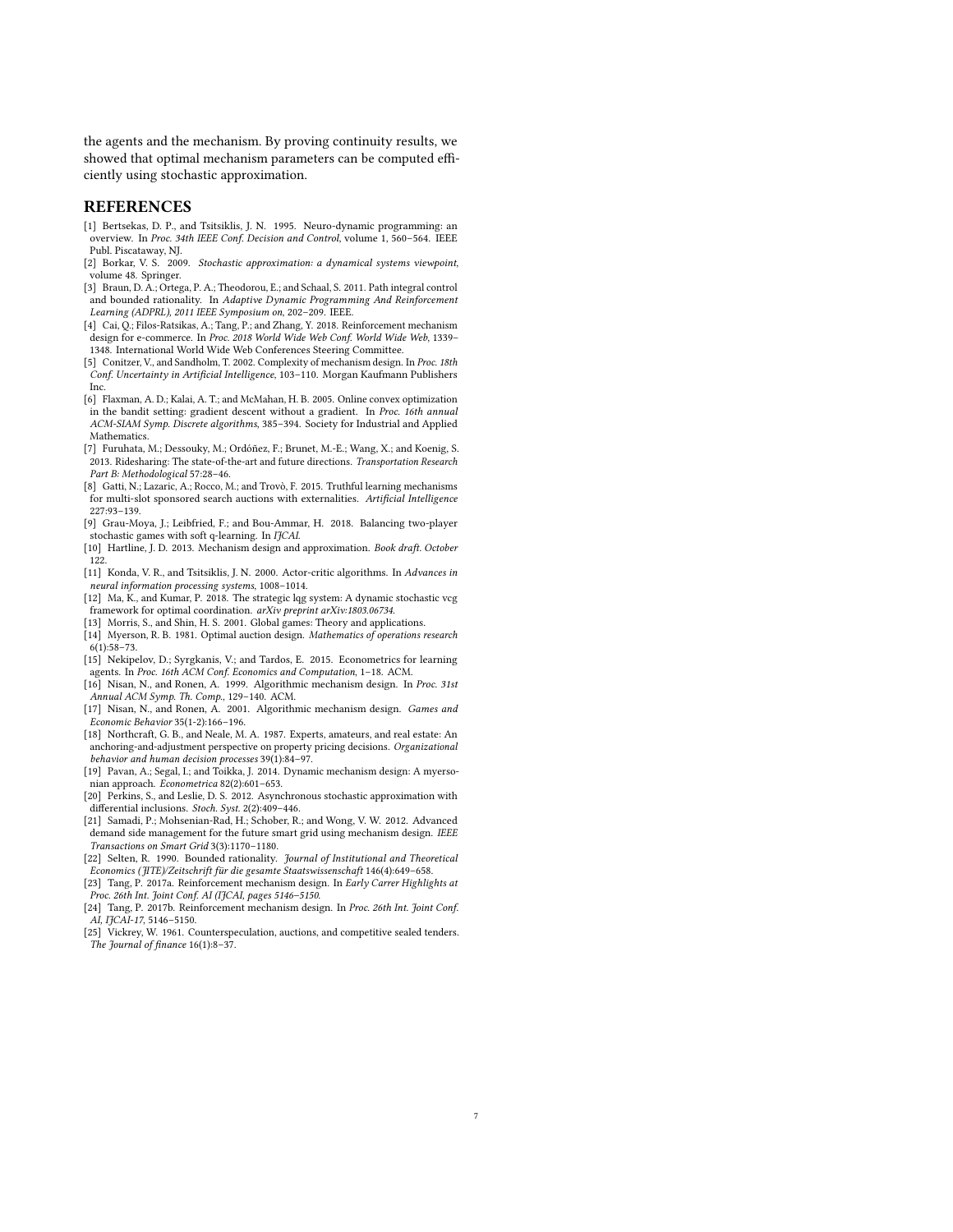the agents and the mechanism. By proving continuity results, we showed that optimal mechanism parameters can be computed efficiently using stochastic approximation.

## REFERENCES

[1] Bertsekas, D. P., and Tsitsiklis, J. N. 1995. Neuro-dynamic programming: an overview. In *Proc. 34th IEEE Conf. Decision and Control*, volume 1, 560–564. IEEE Publ. Piscataway, NJ.

[2] Borkar, V. S. 2009. *Stochastic approximation: a dynamical systems viewpoint*, volume 48. Springer.

[3] Braun, D. A.; Ortega, P. A.; Theodorou, E.; and Schaal, S. 2011. Path integral control and bounded rationality. In *Adaptive Dynamic Programming And Reinforcement Learning (ADPRL), 2011 IEEE Symposium on*, 202–209. IEEE.

[4] Cai, Q.; Filos-Ratsikas, A.; Tang, P.; and Zhang, Y. 2018. Reinforcement mechanism design for e-commerce. In *Proc. 2018 World Wide Web Conf. World Wide Web*, 1339–1348. International World Wide Web Conferences Steering Committee.

[5] Conitzer, V., and Sandholm, T. 2002. Complexity of mechanism design. In *Proc. 18th Conf. Uncertainty in Artificial Intelligence*, 103–110. Morgan Kaufmann Publishers Inc.

[6] Flaxman, A. D.; Kalai, A. T.; and McMahan, H. B. 2005. Online convex optimization in the bandit setting: gradient descent without a gradient. In *Proc. 16th annual ACM-SIAM Symp. Discrete algorithms*, 385–394. Society for Industrial and Applied Mathematics.

[7] Furuhata, M.; Dessouky, M.; Ordóñez, F.; Brunet, M.-E.; Wang, X.; and Koenig, S. 2013. Ridesharing: The state-of-the-art and future directions. *Transportation Research Part B: Methodological* 57:28–46.

[8] Gatti, N.; Lazaric, A.; Rocco, M.; and Trovò, F. 2015. Truthful learning mechanisms for multi-slot sponsored search auctions with externalities. *Artificial Intelligence* 227:93–139.

[9] Grau-Moya, J.; Leibfried, F.; and Bou-Ammar, H. 2018. Balancing two-player stochastic games with soft q-learning. In *IJCAI*.

[10] Hartline, J. D. 2013. Mechanism design and approximation. *Book draft. October* 122.

[11] Konda, V. R., and Tsitsiklis, J. N. 2000. Actor-critic algorithms. In *Advances in neural information processing systems*, 1008–1014.

[12] Ma, K., and Kumar, P. 2018. The strategic lqg system: A dynamic stochastic vcg framework for optimal coordination. *arXiv preprint arXiv:1803.06734*.

[13] Morris, S., and Shin, H. S. 2001. Global games: Theory and applications.

[14] Myerson, R. B. 1981. Optimal auction design. *Mathematics of operations research* 6(1):58–73.

[15] Nekipelov, D.; Syrgkanis, V.; and Tardos, E. 2015. Econometrics for learning agents. In *Proc. 16th ACM Conf. Economics and Computation*, 1–18. ACM.

[16] Nisan, N., and Ronen, A. 1999. Algorithmic mechanism design. In *Proc. 31st Annual ACM Symp. Th. Comp.*, 129–140. ACM.

[17] Nisan, N., and Ronen, A. 2001. Algorithmic mechanism design. *Games and Economic Behavior* 35(1-2):166–196.

[18] Northcraft, G. B., and Neale, M. A. 1987. Experts, amateurs, and real estate: An anchoring-and-adjustment perspective on property pricing decisions. *Organizational behavior and human decision processes* 39(1):84–97.

[19] Pavan, A.; Segal, I.; and Toikka, J. 2014. Dynamic mechanism design: A myersonian approach. *Econometrica* 82(2):601–653.

[20] Perkins, S., and Leslie, D. S. 2012. Asynchronous stochastic approximation with differential inclusions. *Stoch. Syst.* 2(2):409–446.

[21] Samadi, P.; Mohsenian-Rad, H.; Schober, R.; and Wong, V. W. 2012. Advanced demand side management for the future smart grid using mechanism design. *IEEE Transactions on Smart Grid* 3(3):1170–1180.

[22] Selten, R. 1990. Bounded rationality. *Journal of Institutional and Theoretical Economics (JITE)/Zeitschrift für die gesamte Staatswissenschaft* 146(4):649–658.

[23] Tang, P. 2017a. Reinforcement mechanism design. In *Early Carrer Highlights at Proc. 26th Int. Joint Conf. AI (IJCAI, pages 5146–5150.*

[24] Tang, P. 2017b. Reinforcement mechanism design. In *Proc. 26th Int. Joint Conf. AI, IJCAI-17*, 5146–5150.

[25] Vickrey, W. 1961. Counterspeculation, auctions, and competitive sealed tenders. *The Journal of finance* 16(1):8–37.